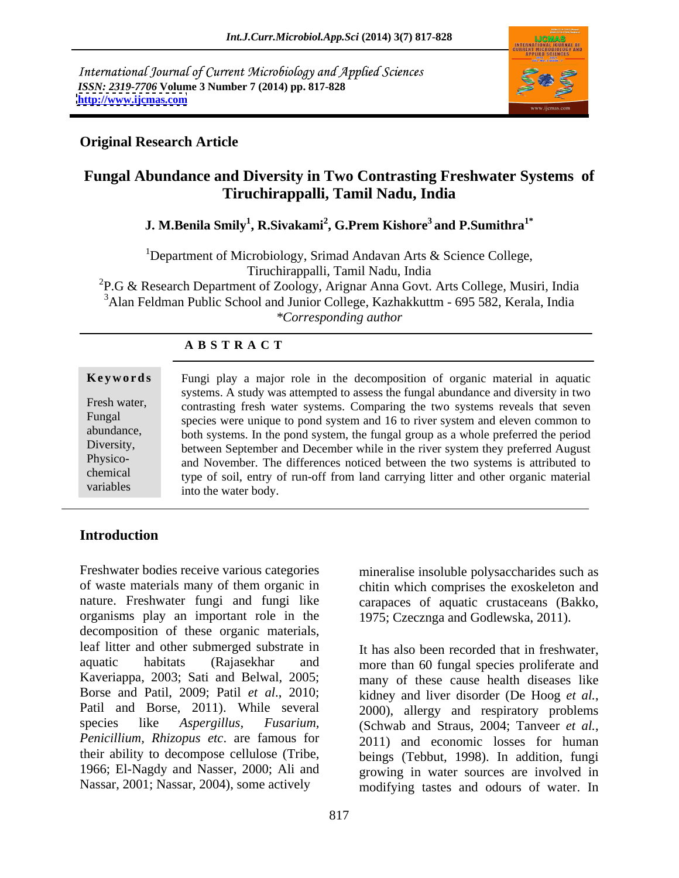International Journal of Current Microbiology and Applied Sciences
*ISSN: 2319-7706* **Volume 3 Number 7 (2014) pp. 817-828**
**http://www.ijcmas.com**

**Original Research Article**

# Fungal Abundance and Diversity in Two Contrasting Freshwater Systems of Tiruchirappalli, Tamil Nadu, India

**J. M.Benila Smily[1], R.Sivakami[2], G.Prem Kishore[3] and P.Sumithra[1*]**

[1]Department of Microbiology, Srimad Andavan Arts & Science College, Tiruchirappalli, Tamil Nadu, India
[2]P.G & Research Department of Zoology, Arignar Anna Govt. Arts College, Musiri, India
[3]Alan Feldman Public School and Junior College, Kazhakkuttm - 695 582, Kerala, India
*\*Corresponding author*

**A B S T R A C T**

**Keywords**

Fresh water, Fungal abundance, Diversity, Physico-chemical variables

Fungi play a major role in the decomposition of organic material in aquatic systems. A study was attempted to assess the fungal abundance and diversity in two contrasting fresh water systems. Comparing the two systems reveals that seven species were unique to pond system and 16 to river system and eleven common to both systems. In the pond system, the fungal group as a whole preferred the period between September and December while in the river system they preferred August and November. The differences noticed between the two systems is attributed to type of soil, entry of run-off from land carrying litter and other organic material into the water body.

## Introduction

Freshwater bodies receive various categories of waste materials many of them organic in nature. Freshwater fungi and fungi like organisms play an important role in the decomposition of these organic materials, leaf litter and other submerged substrate in aquatic habitats (Rajasekhar and Kaveriappa, 2003; Sati and Belwal, 2005; Borse and Patil, 2009; Patil *et al*., 2010; Patil and Borse, 2011). While several species like *Aspergillus*, *Fusarium*, *Penicillium, Rhizopus etc*. are famous for their ability to decompose cellulose (Tribe, 1966; El-Nagdy and Nasser, 2000; Ali and Nassar, 2001; Nassar, 2004), some actively mineralise insoluble polysaccharides such as chitin which comprises the exoskeleton and carapaces of aquatic crustaceans (Bakko, 1975; Czecznga and Godlewska, 2011).

It has also been recorded that in freshwater, more than 60 fungal species proliferate and many of these cause health diseases like kidney and liver disorder (De Hoog *et al.*, 2000), allergy and respiratory problems (Schwab and Straus, 2004; Tanveer *et al.*, 2011) and economic losses for human beings (Tebbut, 1998). In addition, fungi growing in water sources are involved in modifying tastes and odours of water. In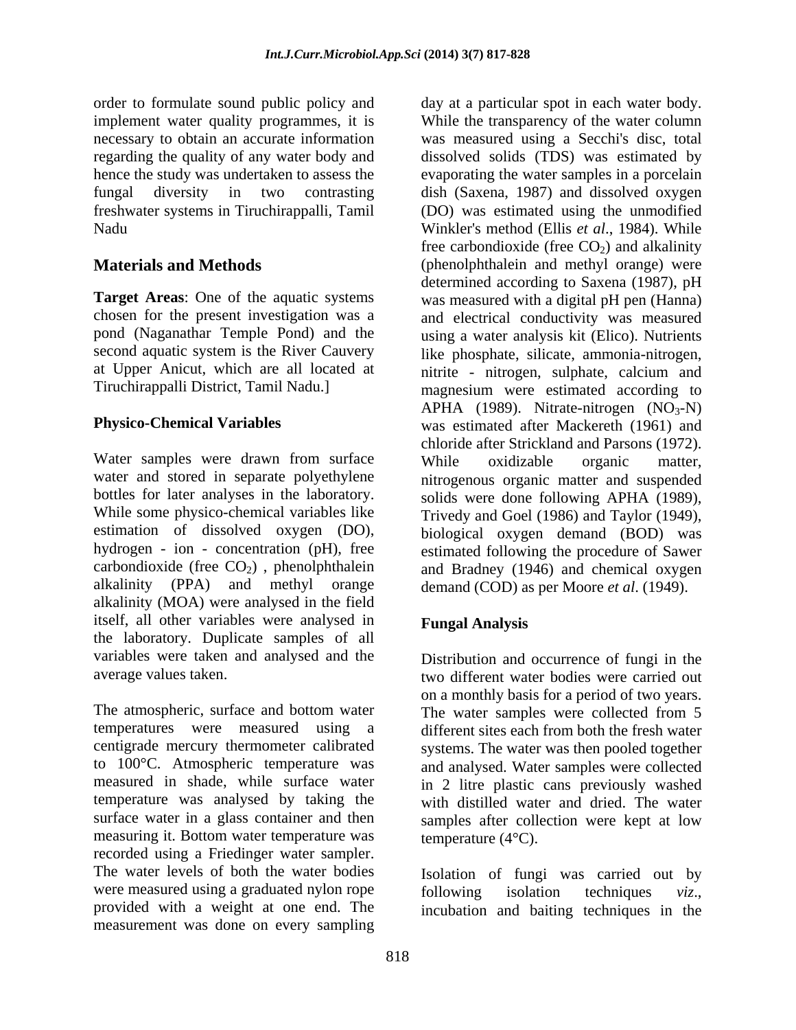order to formulate sound public policy and implement water quality programmes, it is necessary to obtain an accurate information regarding the quality of any water body and hence the study was undertaken to assess the fungal diversity in two contrasting freshwater systems in Tiruchirappalli, Tamil Nadu

## Materials and Methods

**Target Areas**: One of the aquatic systems chosen for the present investigation was a pond (Naganathar Temple Pond) and the second aquatic system is the River Cauvery at Upper Anicut, which are all located at Tiruchirappalli District, Tamil Nadu.]

### Physico-Chemical Variables

Water samples were drawn from surface water and stored in separate polyethylene bottles for later analyses in the laboratory. While some physico-chemical variables like estimation of dissolved oxygen (DO), hydrogen - ion - concentration (pH), free carbondioxide (free $CO_2$) , phenolphthalein alkalinity (PPA) and methyl orange alkalinity (MOA) were analysed in the field itself, all other variables were analysed in the laboratory. Duplicate samples of all variables were taken and analysed and the average values taken.

The atmospheric, surface and bottom water temperatures were measured using a centigrade mercury thermometer calibrated to 100°C. Atmospheric temperature was measured in shade, while surface water temperature was analysed by taking the surface water in a glass container and then measuring it. Bottom water temperature was recorded using a Friedinger water sampler. The water levels of both the water bodies were measured using a graduated nylon rope provided with a weight at one end. The measurement was done on every sampling day at a particular spot in each water body. While the transparency of the water column was measured using a Secchi's disc, total dissolved solids (TDS) was estimated by evaporating the water samples in a porcelain dish (Saxena, 1987) and dissolved oxygen (DO) was estimated using the unmodified Winkler's method (Ellis *et al*., 1984). While free carbondioxide (free $CO_2$) and alkalinity (phenolphthalein and methyl orange) were determined according to Saxena (1987), pH was measured with a digital pH pen (Hanna) and electrical conductivity was measured using a water analysis kit (Elico). Nutrients like phosphate, silicate, ammonia-nitrogen, nitrite - nitrogen, sulphate, calcium and magnesium were estimated according to APHA (1989). Nitrate-nitrogen ($NO_3$-N) was estimated after Mackereth (1961) and chloride after Strickland and Parsons (1972). While oxidizable organic matter, nitrogenous organic matter and suspended solids were done following APHA (1989), Trivedy and Goel (1986) and Taylor (1949), biological oxygen demand (BOD) was estimated following the procedure of Sawer and Bradney (1946) and chemical oxygen demand (COD) as per Moore *et al*. (1949).

### Fungal Analysis

Distribution and occurrence of fungi in the two different water bodies were carried out on a monthly basis for a period of two years. The water samples were collected from 5 different sites each from both the fresh water systems. The water was then pooled together and analysed. Water samples were collected in 2 litre plastic cans previously washed with distilled water and dried. The water samples after collection were kept at low temperature (4°C).

Isolation of fungi was carried out by following isolation techniques *viz*., incubation and baiting techniques in the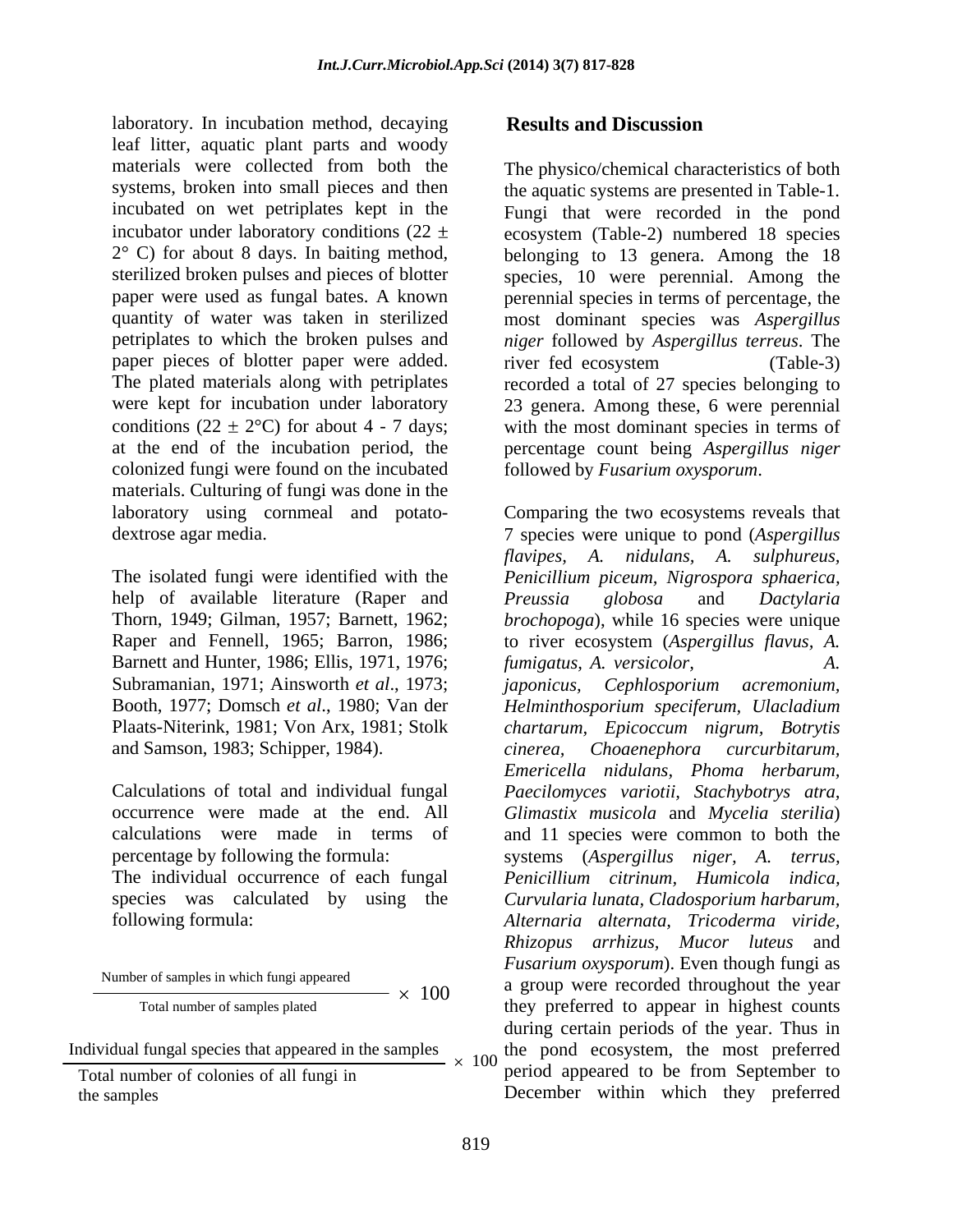laboratory. In incubation method, decaying leaf litter, aquatic plant parts and woody materials were collected from both the systems, broken into small pieces and then incubated on wet petriplates kept in the incubator under laboratory conditions (22 ± 2° C) for about 8 days. In baiting method, sterilized broken pulses and pieces of blotter paper were used as fungal bates. A known quantity of water was taken in sterilized petriplates to which the broken pulses and paper pieces of blotter paper were added. The plated materials along with petriplates were kept for incubation under laboratory conditions (22 ± 2°C) for about 4 - 7 days; at the end of the incubation period, the colonized fungi were found on the incubated materials. Culturing of fungi was done in the laboratory using cornmeal and potato-dextrose agar media.

The isolated fungi were identified with the help of available literature (Raper and Thorn, 1949; Gilman, 1957; Barnett, 1962; Raper and Fennell, 1965; Barron, 1986; Barnett and Hunter, 1986; Ellis, 1971, 1976; Subramanian, 1971; Ainsworth *et al*., 1973; Booth, 1977; Domsch *et al*., 1980; Van der Plaats-Niterink, 1981; Von Arx, 1981; Stolk and Samson, 1983; Schipper, 1984).

Calculations of total and individual fungal occurrence were made at the end. All calculations were made in terms of percentage by following the formula:

The individual occurrence of each fungal species was calculated by using the following formula:

$$\frac{\text{Number of samples in which fungi appeared}}{\text{Total number of samples plated}} \times 100$$

$$\frac{\text{Individual fungal species that appeared in the samples}}{\text{Total number of colonies of all fungi in the samples}} \times 100$$

## Results and Discussion

The physico/chemical characteristics of both the aquatic systems are presented in Table-1. Fungi that were recorded in the pond ecosystem (Table-2) numbered 18 species belonging to 13 genera. Among the 18 species, 10 were perennial. Among the perennial species in terms of percentage, the most dominant species was *Aspergillus niger* followed by *Aspergillus terreus*. The river fed ecosystem (Table-3) recorded a total of 27 species belonging to 23 genera. Among these, 6 were perennial with the most dominant species in terms of percentage count being *Aspergillus niger* followed by *Fusarium oxysporum*.

Comparing the two ecosystems reveals that 7 species were unique to pond (*Aspergillus flavipes, A. nidulans, A. sulphureus, Penicillium piceum, Nigrospora sphaerica, Preussia globosa* and *Dactylaria brochopoga*), while 16 species were unique to river ecosystem (*Aspergillus flavus, A. fumigatus, A. versicolor, A. japonicus, Cephlosporium acremonium, Helminthosporium speciferum, Ulacladium chartarum, Epicoccum nigrum, Botrytis cinerea, Choaenephora curcurbitarum, Emericella nidulans, Phoma herbarum, Paecilomyces variotii, Stachybotrys atra, Glimastix musicola* and *Mycelia sterilia*) and 11 species were common to both the systems (*Aspergillus niger, A. terrus, Penicillium citrinum, Humicola indica, Curvularia lunata, Cladosporium harbarum, Alternaria alternata, Tricoderma viride, Rhizopus arrhizus, Mucor luteus* and *Fusarium oxysporum*). Even though fungi as a group were recorded throughout the year they preferred to appear in highest counts during certain periods of the year. Thus in the pond ecosystem, the most preferred period appeared to be from September to December within which they preferred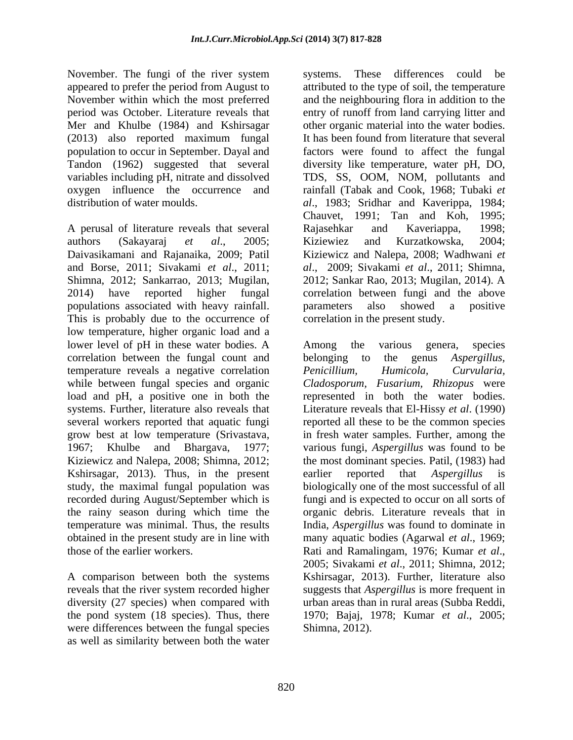November. The fungi of the river system appeared to prefer the period from August to November within which the most preferred period was October. Literature reveals that Mer and Khulbe (1984) and Kshirsagar (2013) also reported maximum fungal population to occur in September. Dayal and Tandon (1962) suggested that several variables including pH, nitrate and dissolved oxygen influence the occurrence and distribution of water moulds.

A perusal of literature reveals that several authors (Sakayaraj *et al*., 2005; Daivasikamani and Rajanaika, 2009; Patil and Borse, 2011; Sivakami *et al*., 2011; Shimna, 2012; Sankarrao, 2013; Mugilan, 2014) have reported higher fungal populations associated with heavy rainfall. This is probably due to the occurrence of low temperature, higher organic load and a lower level of pH in these water bodies. A correlation between the fungal count and temperature reveals a negative correlation while between fungal species and organic load and pH, a positive one in both the systems. Further, literature also reveals that several workers reported that aquatic fungi grow best at low temperature (Srivastava, 1967; Khulbe and Bhargava, 1977; Kiziewicz and Nalepa, 2008; Shimna, 2012; Kshirsagar, 2013). Thus, in the present study, the maximal fungal population was recorded during August/September which is the rainy season during which time the temperature was minimal. Thus, the results obtained in the present study are in line with those of the earlier workers.

A comparison between both the systems reveals that the river system recorded higher diversity (27 species) when compared with the pond system (18 species). Thus, there were differences between the fungal species as well as similarity between both the water systems. These differences could be attributed to the type of soil, the temperature and the neighbouring flora in addition to the entry of runoff from land carrying litter and other organic material into the water bodies. It has been found from literature that several factors were found to affect the fungal diversity like temperature, water pH, DO, TDS, SS, OOM, NOM, pollutants and rainfall (Tabak and Cook, 1968; Tubaki *et al*., 1983; Sridhar and Kaverippa, 1984; Chauvet, 1991; Tan and Koh, 1995; Rajasehkar and Kaveriappa, 1998; Kiziewiez and Kurzatkowska, 2004; Kiziewicz and Nalepa, 2008; Wadhwani *et al*., 2009; Sivakami *et al*., 2011; Shimna, 2012; Sankar Rao, 2013; Mugilan, 2014). A correlation between fungi and the above parameters also showed a positive correlation in the present study.

Among the various genera, species belonging to the genus *Aspergillus*, *Penicillium, Humicola, Curvularia, Cladosporum, Fusarium, Rhizopus* were represented in both the water bodies. Literature reveals that El-Hissy *et al*. (1990) reported all these to be the common species in fresh water samples. Further, among the various fungi, *Aspergillus* was found to be the most dominant species. Patil, (1983) had earlier reported that *Aspergillus* is biologically one of the most successful of all fungi and is expected to occur on all sorts of organic debris. Literature reveals that in India, *Aspergillus* was found to dominate in many aquatic bodies (Agarwal *et al*., 1969; Rati and Ramalingam, 1976; Kumar *et al*., 2005; Sivakami *et al*., 2011; Shimna, 2012; Kshirsagar, 2013). Further, literature also suggests that *Aspergillus* is more frequent in urban areas than in rural areas (Subba Reddi, 1970; Bajaj, 1978; Kumar *et al*., 2005; Shimna, 2012).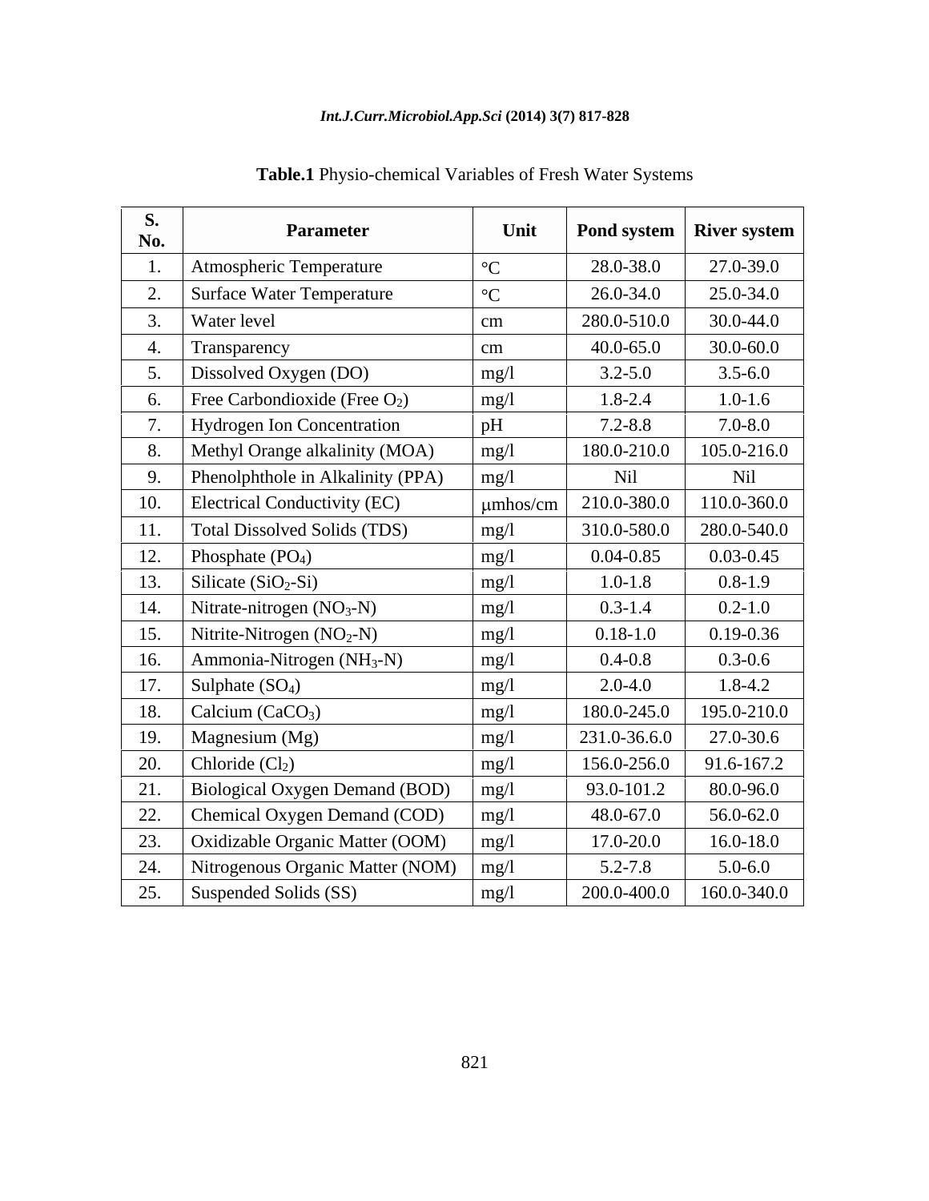**Table.1** Physio-chemical Variables of Fresh Water Systems

| S. No. | Parameter | Unit | Pond system | River system |
|---|---|---|---|---|
| 1. | Atmospheric Temperature | °C | 28.0-38.0 | 27.0-39.0 |
| 2. | Surface Water Temperature | °C | 26.0-34.0 | 25.0-34.0 |
| 3. | Water level | cm | 280.0-510.0 | 30.0-44.0 |
| 4. | Transparency | cm | 40.0-65.0 | 30.0-60.0 |
| 5. | Dissolved Oxygen (DO) | mg/l | 3.2-5.0 | 3.5-6.0 |
| 6. | Free Carbondioxide (Free $O_2$) | mg/l | 1.8-2.4 | 1.0-1.6 |
| 7. | Hydrogen Ion Concentration | pH | 7.2-8.8 | 7.0-8.0 |
| 8. | Methyl Orange alkalinity (MOA) | mg/l | 180.0-210.0 | 105.0-216.0 |
| 9. | Phenolphthole in Alkalinity (PPA) | mg/l | Nil | Nil |
| 10. | Electrical Conductivity (EC) | μmhos/cm | 210.0-380.0 | 110.0-360.0 |
| 11. | Total Dissolved Solids (TDS) | mg/l | 310.0-580.0 | 280.0-540.0 |
| 12. | Phosphate ($PO_4$) | mg/l | 0.04-0.85 | 0.03-0.45 |
| 13. | Silicate ($SiO_2$-Si) | mg/l | 1.0-1.8 | 0.8-1.9 |
| 14. | Nitrate-nitrogen ($NO_3$-N) | mg/l | 0.3-1.4 | 0.2-1.0 |
| 15. | Nitrite-Nitrogen ($NO_2$-N) | mg/l | 0.18-1.0 | 0.19-0.36 |
| 16. | Ammonia-Nitrogen ($NH_3$-N) | mg/l | 0.4-0.8 | 0.3-0.6 |
| 17. | Sulphate ($SO_4$) | mg/l | 2.0-4.0 | 1.8-4.2 |
| 18. | Calcium ($CaCO_3$) | mg/l | 180.0-245.0 | 195.0-210.0 |
| 19. | Magnesium (Mg) | mg/l | 231.0-36.6.0 | 27.0-30.6 |
| 20. | Chloride ($Cl_2$) | mg/l | 156.0-256.0 | 91.6-167.2 |
| 21. | Biological Oxygen Demand (BOD) | mg/l | 93.0-101.2 | 80.0-96.0 |
| 22. | Chemical Oxygen Demand (COD) | mg/l | 48.0-67.0 | 56.0-62.0 |
| 23. | Oxidizable Organic Matter (OOM) | mg/l | 17.0-20.0 | 16.0-18.0 |
| 24. | Nitrogenous Organic Matter (NOM) | mg/l | 5.2-7.8 | 5.0-6.0 |
| 25. | Suspended Solids (SS) | mg/l | 200.0-400.0 | 160.0-340.0 |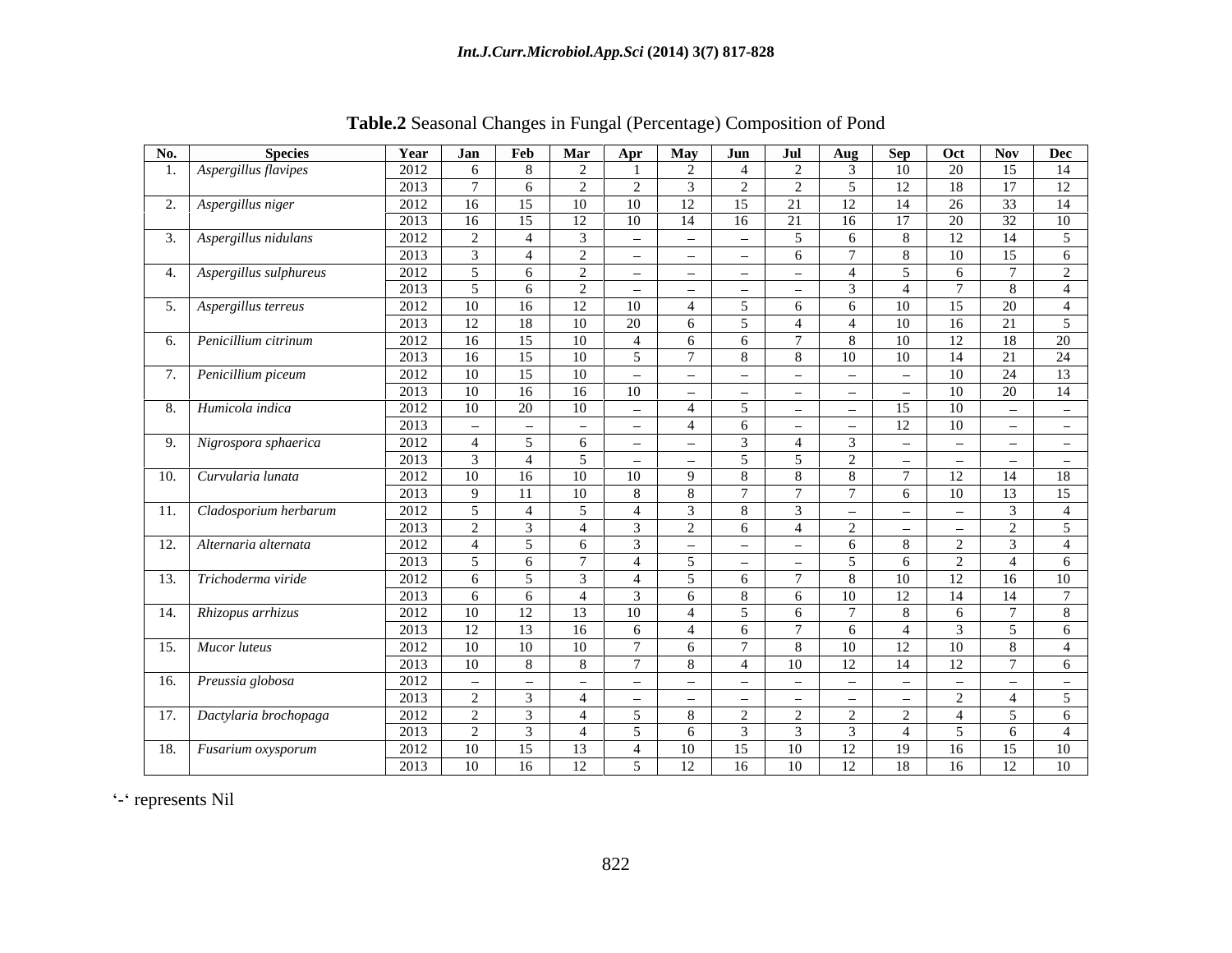**Table.2** Seasonal Changes in Fungal (Percentage) Composition of Pond

| No. | Species | Year | Jan | Feb | Mar | Apr | May | Jun | Jul | Aug | Sep | Oct | Nov | Dec |
|---|---|---|---|---|---|---|---|---|---|---|---|---|---|---|
| 1. | *Aspergillus flavipes* | 2012 | 6 | 8 | 2 | 1 | 2 | 4 | 2 | 3 | 10 | 20 | 15 | 14 |
| | | 2013 | 7 | 6 | 2 | 2 | 3 | 2 | 2 | 5 | 12 | 18 | 17 | 12 |
| 2. | *Aspergillus niger* | 2012 | 16 | 15 | 10 | 10 | 12 | 15 | 21 | 12 | 14 | 26 | 33 | 14 |
| | | 2013 | 16 | 15 | 12 | 10 | 14 | 16 | 21 | 16 | 17 | 20 | 32 | 10 |
| 3. | *Aspergillus nidulans* | 2012 | 2 | 4 | 3 | – | – | – | 5 | 6 | 8 | 12 | 14 | 5 |
| | | 2013 | 3 | 4 | 2 | – | – | – | 6 | 7 | 8 | 10 | 15 | 6 |
| 4. | *Aspergillus sulphureus* | 2012 | 5 | 6 | 2 | – | – | – | – | 4 | 5 | 6 | 7 | 2 |
| | | 2013 | 5 | 6 | 2 | – | – | – | – | 3 | 4 | 7 | 8 | 4 |
| 5. | *Aspergillus terreus* | 2012 | 10 | 16 | 12 | 10 | 4 | 5 | 6 | 6 | 10 | 15 | 20 | 4 |
| | | 2013 | 12 | 18 | 10 | 20 | 6 | 5 | 4 | 4 | 10 | 16 | 21 | 5 |
| 6. | *Penicillium citrinum* | 2012 | 16 | 15 | 10 | 4 | 6 | 6 | 7 | 8 | 10 | 12 | 18 | 20 |
| | | 2013 | 16 | 15 | 10 | 5 | 7 | 8 | 8 | 10 | 10 | 14 | 21 | 24 |
| 7. | *Penicillium piceum* | 2012 | 10 | 15 | 10 | – | – | – | – | – | – | 10 | 24 | 13 |
| | | 2013 | 10 | 16 | 16 | 10 | – | – | – | – | – | 10 | 20 | 14 |
| 8. | *Humicola indica* | 2012 | 10 | 20 | 10 | – | 4 | 5 | – | – | 15 | 10 | – | – |
| | | 2013 | – | – | – | – | 4 | 6 | – | – | 12 | 10 | – | – |
| 9. | *Nigrospora sphaerica* | 2012 | 4 | 5 | 6 | – | – | 3 | 4 | 3 | – | – | – | – |
| | | 2013 | 3 | 4 | 5 | – | – | 5 | 5 | 2 | – | – | – | – |
| 10. | *Curvularia lunata* | 2012 | 10 | 16 | 10 | 10 | 9 | 8 | 8 | 8 | 7 | 12 | 14 | 18 |
| | | 2013 | 9 | 11 | 10 | 8 | 8 | 7 | 7 | 7 | 6 | 10 | 13 | 15 |
| 11. | *Cladosporium herbarum* | 2012 | 5 | 4 | 5 | 4 | 3 | 8 | 3 | – | – | – | 3 | 4 |
| | | 2013 | 2 | 3 | 4 | 3 | 2 | 6 | 4 | 2 | – | – | 2 | 5 |
| 12. | *Alternaria alternata* | 2012 | 4 | 5 | 6 | 3 | – | – | – | 6 | 8 | 2 | 3 | 4 |
| | | 2013 | 5 | 6 | 7 | 4 | 5 | – | – | 5 | 6 | 2 | 4 | 6 |
| 13. | *Trichoderma viride* | 2012 | 6 | 5 | 3 | 4 | 5 | 6 | 7 | 8 | 10 | 12 | 16 | 10 |
| | | 2013 | 6 | 6 | 4 | 3 | 6 | 8 | 6 | 10 | 12 | 14 | 14 | 7 |
| 14. | *Rhizopus arrhizus* | 2012 | 10 | 12 | 13 | 10 | 4 | 5 | 6 | 7 | 8 | 6 | 7 | 8 |
| | | 2013 | 12 | 13 | 16 | 6 | 4 | 6 | 7 | 6 | 4 | 3 | 5 | 6 |
| 15. | *Mucor luteus* | 2012 | 10 | 10 | 10 | 7 | 6 | 7 | 8 | 10 | 12 | 10 | 8 | 4 |
| | | 2013 | 10 | 8 | 8 | 7 | 8 | 4 | 10 | 12 | 14 | 12 | 7 | 6 |
| 16. | *Preussia globosa* | 2012 | – | – | – | – | – | – | – | – | – | – | – | – |
| | | 2013 | 2 | 3 | 4 | – | – | – | – | – | – | 2 | 4 | 5 |
| 17. | *Dactylaria brochopaga* | 2012 | 2 | 3 | 4 | 5 | 8 | 2 | 2 | 2 | 2 | 4 | 5 | 6 |
| | | 2013 | 2 | 3 | 4 | 5 | 6 | 3 | 3 | 3 | 4 | 5 | 6 | 4 |
| 18. | *Fusarium oxysporum* | 2012 | 10 | 15 | 13 | 4 | 10 | 15 | 10 | 12 | 19 | 16 | 15 | 10 |
| | | 2013 | 10 | 16 | 12 | 5 | 12 | 16 | 10 | 12 | 18 | 16 | 12 | 10 |

'-' represents Nil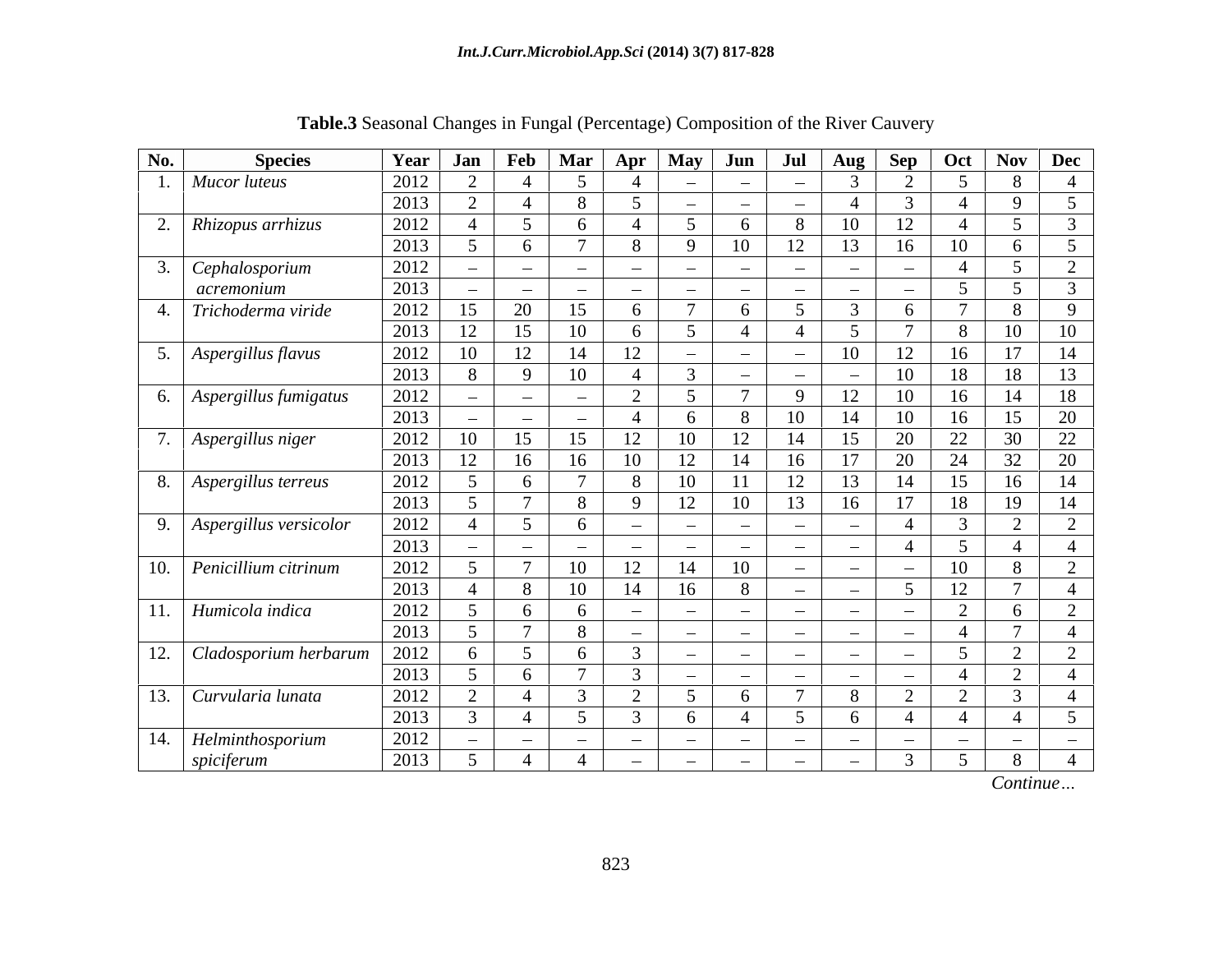**Table.3** Seasonal Changes in Fungal (Percentage) Composition of the River Cauvery

| No. | Species | Year | Jan | Feb | Mar | Apr | May | Jun | Jul | Aug | Sep | Oct | Nov | Dec |
|---|---|---|---|---|---|---|---|---|---|---|---|---|---|---|
| 1. | *Mucor luteus* | 2012 | 2 | 4 | 5 | 4 | – | – | – | 3 | 2 | 5 | 8 | 4 |
| | | 2013 | 2 | 4 | 8 | 5 | – | – | – | 4 | 3 | 4 | 9 | 5 |
| 2. | *Rhizopus arrhizus* | 2012 | 4 | 5 | 6 | 4 | 5 | 6 | 8 | 10 | 12 | 4 | 5 | 3 |
| | | 2013 | 5 | 6 | 7 | 8 | 9 | 10 | 12 | 13 | 16 | 10 | 6 | 5 |
| 3. | *Cephalosporium acremonium* | 2012 | – | – | – | – | – | – | – | – | – | 4 | 5 | 2 |
| | | 2013 | – | – | – | – | – | – | – | – | – | 5 | 5 | 3 |
| 4. | *Trichoderma viride* | 2012 | 15 | 20 | 15 | 6 | 7 | 6 | 5 | 3 | 6 | 7 | 8 | 9 |
| | | 2013 | 12 | 15 | 10 | 6 | 5 | 4 | 4 | 5 | 7 | 8 | 10 | 10 |
| 5. | *Aspergillus flavus* | 2012 | 10 | 12 | 14 | 12 | – | – | – | 10 | 12 | 16 | 17 | 14 |
| | | 2013 | 8 | 9 | 10 | 4 | 3 | – | – | – | 10 | 18 | 18 | 13 |
| 6. | *Aspergillus fumigatus* | 2012 | – | – | – | 2 | 5 | 7 | 9 | 12 | 10 | 16 | 14 | 18 |
| | | 2013 | – | – | – | 4 | 6 | 8 | 10 | 14 | 10 | 16 | 15 | 20 |
| 7. | *Aspergillus niger* | 2012 | 10 | 15 | 15 | 12 | 10 | 12 | 14 | 15 | 20 | 22 | 30 | 22 |
| | | 2013 | 12 | 16 | 16 | 10 | 12 | 14 | 16 | 17 | 20 | 24 | 32 | 20 |
| 8. | *Aspergillus terreus* | 2012 | 5 | 6 | 7 | 8 | 10 | 11 | 12 | 13 | 14 | 15 | 16 | 14 |
| | | 2013 | 5 | 7 | 8 | 9 | 12 | 10 | 13 | 16 | 17 | 18 | 19 | 14 |
| 9. | *Aspergillus versicolor* | 2012 | 4 | 5 | 6 | – | – | – | – | – | 4 | 3 | 2 | 2 |
| | | 2013 | – | – | – | – | – | – | – | – | 4 | 5 | 4 | 4 |
| 10. | *Penicillium citrinum* | 2012 | 5 | 7 | 10 | 12 | 14 | 10 | – | – | – | 10 | 8 | 2 |
| | | 2013 | 4 | 8 | 10 | 14 | 16 | 8 | – | – | 5 | 12 | 7 | 4 |
| 11. | *Humicola indica* | 2012 | 5 | 6 | 6 | – | – | – | – | – | – | 2 | 6 | 2 |
| | | 2013 | 5 | 7 | 8 | – | – | – | – | – | – | 4 | 7 | 4 |
| 12. | *Cladosporium herbarum* | 2012 | 6 | 5 | 6 | 3 | – | – | – | – | – | 5 | 2 | 2 |
| | | 2013 | 5 | 6 | 7 | 3 | – | – | – | – | – | 4 | 2 | 4 |
| 13. | *Curvularia lunata* | 2012 | 2 | 4 | 3 | 2 | 5 | 6 | 7 | 8 | 2 | 2 | 3 | 4 |
| | | 2013 | 3 | 4 | 5 | 3 | 6 | 4 | 5 | 6 | 4 | 4 | 4 | 5 |
| 14. | *Helminthosporium spiciferum* | 2012 | – | – | – | – | – | – | – | – | – | – | – | – |
| | | 2013 | 5 | 4 | 4 | – | – | – | – | – | 3 | 5 | 8 | 4 |

*Continue…*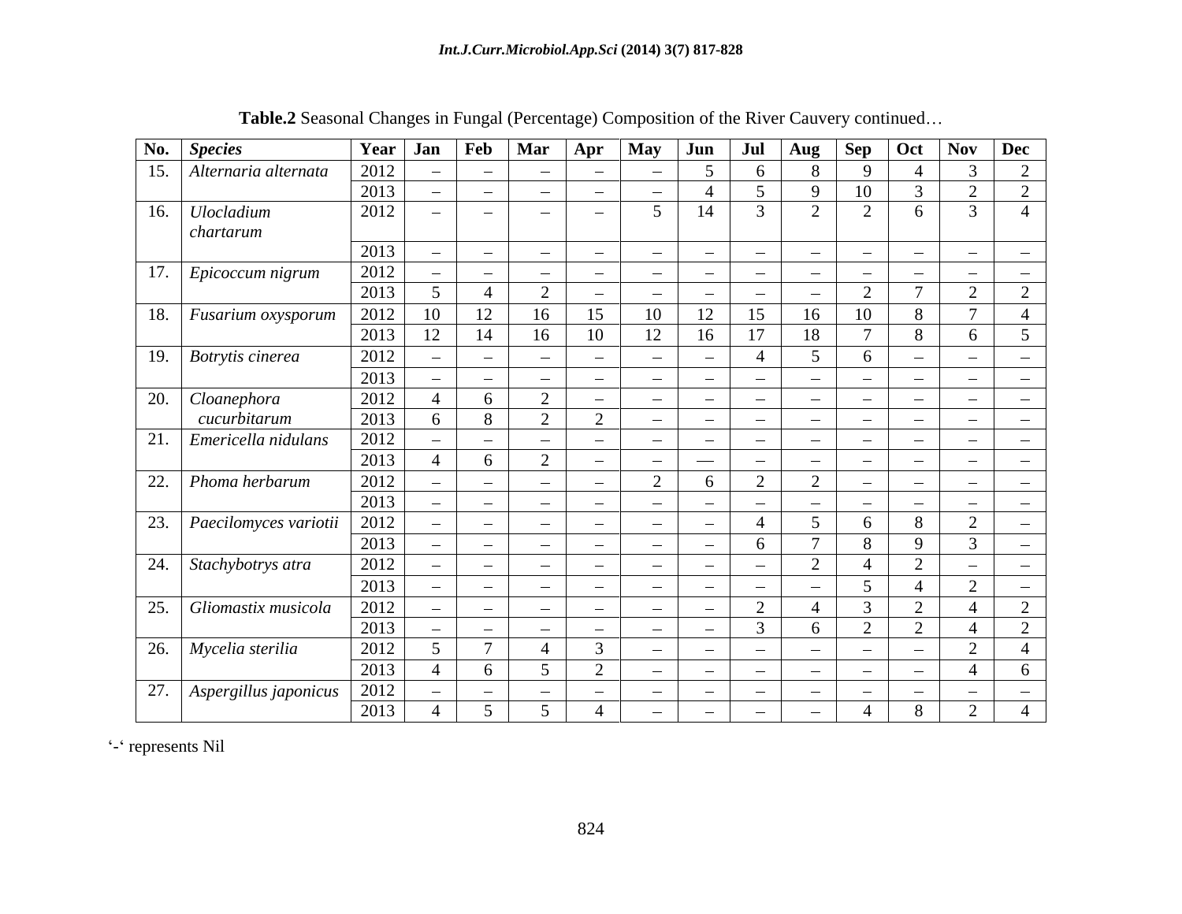**Table.2** Seasonal Changes in Fungal (Percentage) Composition of the River Cauvery continued…

| No. | *Species* | Year | Jan | Feb | Mar | Apr | May | Jun | Jul | Aug | Sep | Oct | Nov | Dec |
|---|---|---|---|---|---|---|---|---|---|---|---|---|---|---|
| 15. | *Alternaria alternata* | 2012 | – | – | – | – | – | 5 | 6 | 8 | 9 | 4 | 3 | 2 |
| | | 2013 | – | – | – | – | – | 4 | 5 | 9 | 10 | 3 | 2 | 2 |
| 16. | *Ulocladium chartarum* | 2012 | – | – | – | – | 5 | 14 | 3 | 2 | 2 | 6 | 3 | 4 |
| | | 2013 | – | – | – | – | – | – | – | – | – | – | – | – |
| 17. | *Epicoccum nigrum* | 2012 | – | – | – | – | – | – | – | – | – | – | – | – |
| | | 2013 | 5 | 4 | 2 | – | – | – | – | – | 2 | 7 | 2 | 2 |
| 18. | *Fusarium oxysporum* | 2012 | 10 | 12 | 16 | 15 | 10 | 12 | 15 | 16 | 10 | 8 | 7 | 4 |
| | | 2013 | 12 | 14 | 16 | 10 | 12 | 16 | 17 | 18 | 7 | 8 | 6 | 5 |
| 19. | *Botrytis cinerea* | 2012 | – | – | – | – | – | – | 4 | 5 | 6 | – | – | – |
| | | 2013 | – | – | – | – | – | – | – | – | – | – | – | – |
| 20. | *Cloanephora cucurbitarum* | 2012 | 4 | 6 | 2 | – | – | – | – | – | – | – | – | – |
| | | 2013 | 6 | 8 | 2 | 2 | – | – | – | – | – | – | – | – |
| 21. | *Emericella nidulans* | 2012 | – | – | – | – | – | – | – | – | – | – | – | – |
| | | 2013 | 4 | 6 | 2 | – | – | — | – | – | – | – | – | – |
| 22. | *Phoma herbarum* | 2012 | – | – | – | – | 2 | 6 | 2 | 2 | – | – | – | – |
| | | 2013 | – | – | – | – | – | – | – | – | – | – | – | – |
| 23. | *Paecilomyces variotii* | 2012 | – | – | – | – | – | – | 4 | 5 | 6 | 8 | 2 | – |
| | | 2013 | – | – | – | – | – | – | 6 | 7 | 8 | 9 | 3 | – |
| 24. | *Stachybotrys atra* | 2012 | – | – | – | – | – | – | – | 2 | 4 | 2 | – | – |
| | | 2013 | – | – | – | – | – | – | – | – | 5 | 4 | 2 | – |
| 25. | *Gliomastix musicola* | 2012 | – | – | – | – | – | – | 2 | 4 | 3 | 2 | 4 | 2 |
| | | 2013 | – | – | – | – | – | – | 3 | 6 | 2 | 2 | 4 | 2 |
| 26. | *Mycelia sterilia* | 2012 | 5 | 7 | 4 | 3 | – | – | – | – | – | – | 2 | 4 |
| | | 2013 | 4 | 6 | 5 | 2 | – | – | – | – | – | – | 4 | 6 |
| 27. | *Aspergillus japonicus* | 2012 | – | – | – | – | – | – | – | – | – | – | – | – |
| | | 2013 | 4 | 5 | 5 | 4 | – | – | – | – | 4 | 8 | 2 | 4 |

'-' represents Nil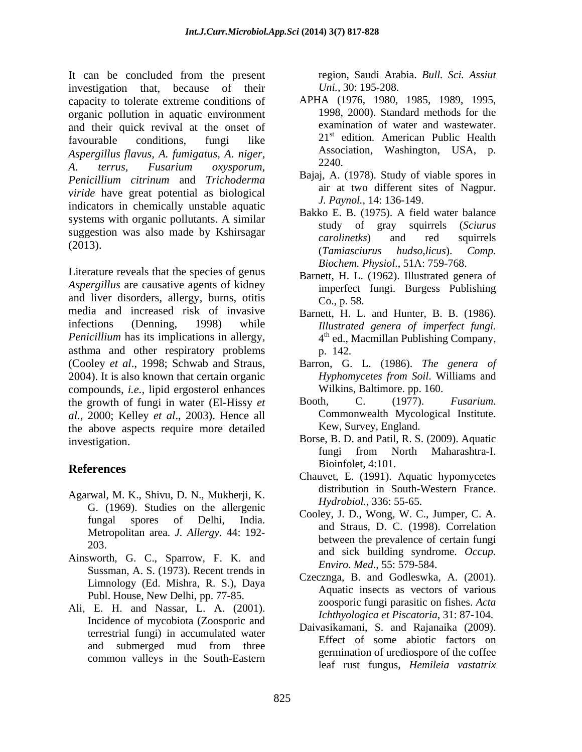It can be concluded from the present investigation that, because of their capacity to tolerate extreme conditions of organic pollution in aquatic environment and their quick revival at the onset of favourable conditions, fungi like *Aspergillus flavus, A. fumigatus, A. niger, A. terrus, Fusarium oxysporum, Penicillium citrinum* and *Trichoderma viride* have great potential as biological indicators in chemically unstable aquatic systems with organic pollutants. A similar suggestion was also made by Kshirsagar (2013).

Literature reveals that the species of genus *Aspergillus* are causative agents of kidney and liver disorders, allergy, burns, otitis media and increased risk of invasive infections (Denning, 1998) while *Penicillium* has its implications in allergy, asthma and other respiratory problems (Cooley *et al*., 1998; Schwab and Straus, 2004). It is also known that certain organic compounds, *i.e.*, lipid ergosterol enhances the growth of fungi in water (El-Hissy *et al.*, 2000; Kelley *et al*., 2003). Hence all the above aspects require more detailed investigation.

## References

Agarwal, M. K., Shivu, D. N., Mukherji, K. G. (1969). Studies on the allergenic fungal spores of Delhi, India. Metropolitan area. *J. Allergy.* 44: 192-203.

Ainsworth, G. C., Sparrow, F. K. and Sussman, A. S. (1973). Recent trends in Limnology (Ed. Mishra, R. S.), Daya Publ. House, New Delhi, pp. 77-85.

Ali, E. H. and Nassar, L. A. (2001). Incidence of mycobiota (Zoosporic and terrestrial fungi) in accumulated water and submerged mud from three common valleys in the South-Eastern region, Saudi Arabia. *Bull. Sci. Assiut Uni.*, 30: 195-208.

APHA (1976, 1980, 1985, 1989, 1995, 1998, 2000). Standard methods for the examination of water and wastewater. 21st edition. American Public Health Association, Washington, USA, p. 2240.

Bajaj, A. (1978). Study of viable spores in air at two different sites of Nagpur. *J. Paynol.,* 14: 136-149.

Bakko E. B. (1975). A field water balance study of gray squirrels (*Sciurus carolinetks*) and red squirrels (*Tamiasciurus hudso,licus*). *Comp. Biochem. Physiol*., 51A: 759-768.

Barnett, H. L. (1962). Illustrated genera of imperfect fungi. Burgess Publishing Co., p. 58.

Barnett, H. L. and Hunter, B. B. (1986). *Illustrated genera of imperfect fungi.* 4th ed., Macmillan Publishing Company, p. 142.

Barron, G. L. (1986). *The genera of Hyphomycetes from Soil*. Williams and Wilkins, Baltimore. pp. 160.

Booth, C. (1977). *Fusarium*. Commonwealth Mycological Institute. Kew, Survey, England.

Borse, B. D. and Patil, R. S. (2009). Aquatic fungi from North Maharashtra-I. Bioinfolet, 4:101.

Chauvet, E. (1991). Aquatic hypomycetes distribution in South-Western France. *Hydrobiol.*, 336: 55-65.

Cooley, J. D., Wong, W. C., Jumper, C. A. and Straus, D. C. (1998). Correlation between the prevalence of certain fungi and sick building syndrome. *Occup. Enviro. Med*., 55: 579-584.

Czecznga, B. and Godleswka, A. (2001). Aquatic insects as vectors of various zoosporic fungi parasitic on fishes. *Acta Ichthyologica et Piscatoria*, 31: 87-104.

Daivasikamani, S. and Rajanaika (2009). Effect of some abiotic factors on germination of urediospore of the coffee leaf rust fungus, *Hemileia vastatrix*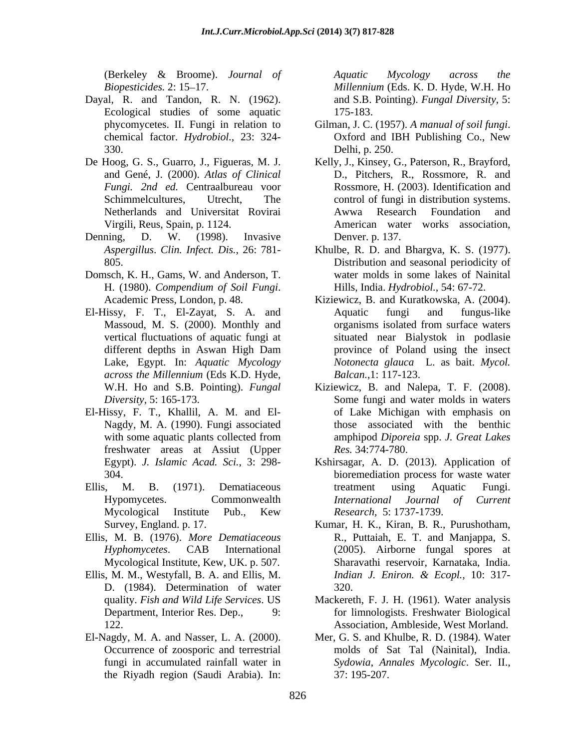(Berkeley & Broome). *Journal of Biopesticides.* 2: 15–17.

Dayal, R. and Tandon, R. N. (1962). Ecological studies of some aquatic phycomycetes. II. Fungi in relation to chemical factor. *Hydrobiol.,* 23: 324-330.

De Hoog, G. S., Guarro, J., Figueras, M. J. and Gené, J. (2000). *Atlas of Clinical Fungi. 2nd ed.* Centraalbureau voor Schimmelcultures, Utrecht, The Netherlands and Universitat Rovirai Virgili, Reus, Spain, p. 1124.

Denning, D. W. (1998). Invasive *Aspergillus*. *Clin. Infect. Dis.,* 26: 781-805.

Domsch, K. H., Gams, W. and Anderson, T. H. (1980). *Compendium of Soil Fungi*. Academic Press, London, p. 48.

El-Hissy, F. T., El-Zayat, S. A. and Massoud, M. S. (2000). Monthly and vertical fluctuations of aquatic fungi at different depths in Aswan High Dam Lake, Egypt. In: *Aquatic Mycology across the Millennium* (Eds K.D. Hyde, W.H. Ho and S.B. Pointing). *Fungal Diversity,* 5: 165-173.

El-Hissy, F. T., Khallil, A. M. and El-Nagdy, M. A. (1990). Fungi associated with some aquatic plants collected from freshwater areas at Assiut (Upper Egypt). *J. Islamic Acad. Sci.,* 3: 298-304.

Ellis, M. B. (1971). Dematiaceous Hypomycetes. Commonwealth Mycological Institute Pub., Kew Survey, England. p. 17.

Ellis, M. B. (1976). *More Dematiaceous Hyphomycetes*. CAB International Mycological Institute, Kew, UK. p. 507.

Ellis, M. M., Westyfall, B. A. and Ellis, M. D. (1984). Determination of water quality. *Fish and Wild Life Services*. US Department, Interior Res. Dep., 9: 122.

El-Nagdy, M. A. and Nasser, L. A. (2000). Occurrence of zoosporic and terrestrial fungi in accumulated rainfall water in the Riyadh region (Saudi Arabia). In: *Aquatic Mycology across the Millennium* (Eds. K. D. Hyde, W.H. Ho and S.B. Pointing). *Fungal Diversity,* 5: 175-183.

Gilman, J. C. (1957). *A manual of soil fungi*. Oxford and IBH Publishing Co., New Delhi, p. 250.

Kelly, J., Kinsey, G., Paterson, R., Brayford, D., Pitchers, R., Rossmore, R. and Rossmore, H. (2003). Identification and control of fungi in distribution systems. Awwa Research Foundation and American water works association, Denver. p. 137.

Khulbe, R. D. and Bhargva, K. S. (1977). Distribution and seasonal periodicity of water molds in some lakes of Nainital Hills, India. *Hydrobiol.,* 54: 67-72.

Kiziewicz, B. and Kuratkowska, A. (2004). Aquatic fungi and fungus-like organisms isolated from surface waters situated near Bialystok in podlasie province of Poland using the insect *Notonecta glauca* L. as bait. *Mycol. Balcan.,*1: 117-123.

Kiziewicz, B. and Nalepa, T. F. (2008). Some fungi and water molds in waters of Lake Michigan with emphasis on those associated with the benthic amphipod *Diporeia* spp. *J. Great Lakes Res.* 34:774-780.

Kshirsagar, A. D. (2013). Application of bioremediation process for waste water treatment using Aquatic Fungi. *International Journal of Current Research,* 5: 1737-1739.

Kumar, H. K., Kiran, B. R., Purushotham, R., Puttaiah, E. T. and Manjappa, S. (2005). Airborne fungal spores at Sharavathi reservoir, Karnataka, India. *Indian J. Eniron. & Ecopl.,* 10: 317-320.

Mackereth, F. J. H. (1961). Water analysis for limnologists. Freshwater Biological Association, Ambleside, West Morland.

Mer, G. S. and Khulbe, R. D. (1984). Water molds of Sat Tal (Nainital), India. *Sydowia*, *Annales Mycologic*. Ser. II., 37: 195-207.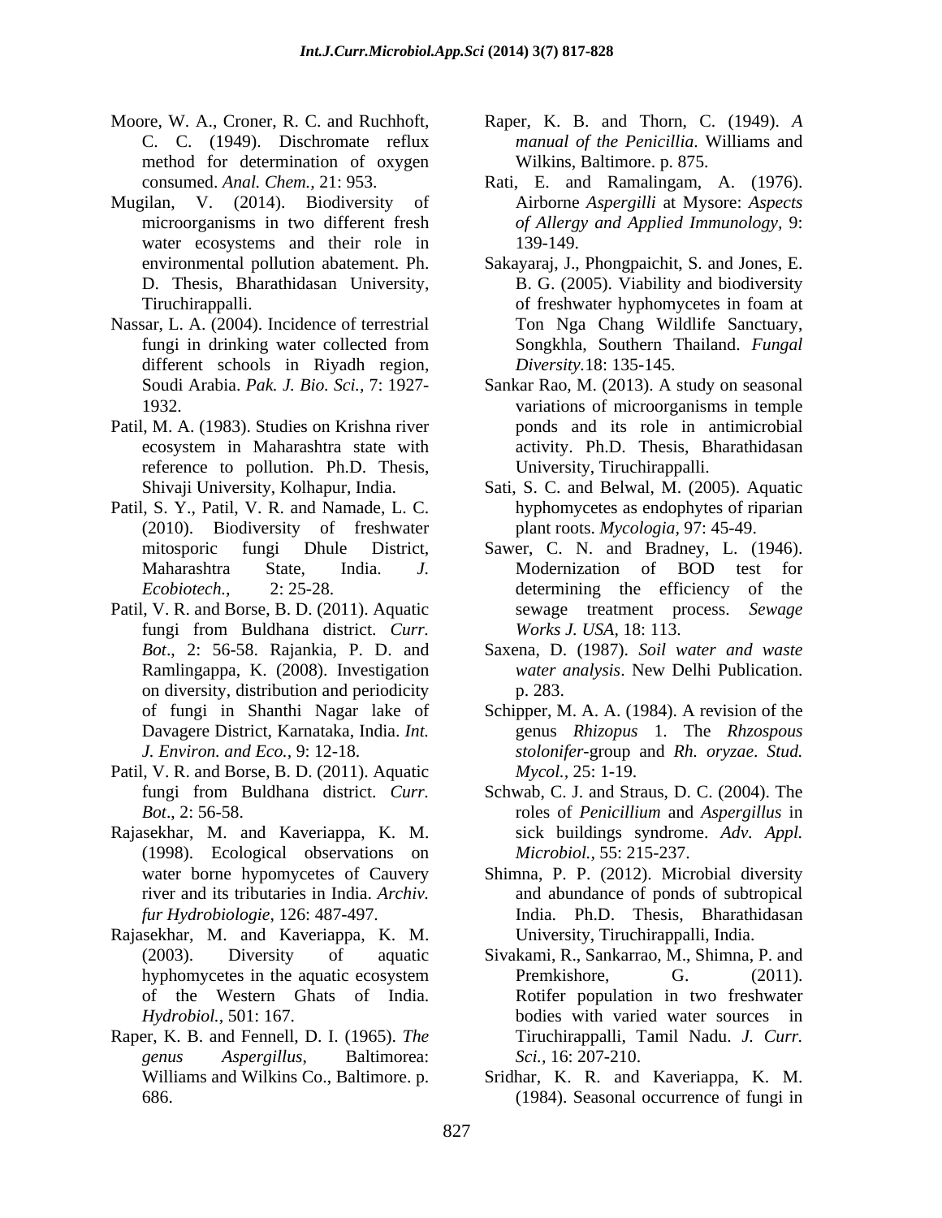Moore, W. A., Croner, R. C. and Ruchhoft, C. C. (1949). Dischromate reflux method for determination of oxygen consumed. *Anal. Chem.*, 21: 953.

Mugilan, V. (2014). Biodiversity of microorganisms in two different fresh water ecosystems and their role in environmental pollution abatement. Ph. D. Thesis, Bharathidasan University, Tiruchirappalli.

Nassar, L. A. (2004). Incidence of terrestrial fungi in drinking water collected from different schools in Riyadh region, Soudi Arabia. *Pak. J. Bio. Sci.*, 7: 1927-1932.

Patil, M. A. (1983). Studies on Krishna river ecosystem in Maharashtra state with reference to pollution. Ph.D. Thesis, Shivaji University, Kolhapur, India.

Patil, S. Y., Patil, V. R. and Namade, L. C. (2010). Biodiversity of freshwater mitosporic fungi Dhule District, Maharashtra State, India. *J. Ecobiotech.*, 2: 25-28.

Patil, V. R. and Borse, B. D. (2011). Aquatic fungi from Buldhana district. *Curr. Bot*., 2: 56-58. Rajankia, P. D. and Ramlingappa, K. (2008). Investigation on diversity, distribution and periodicity of fungi in Shanthi Nagar lake of Davagere District, Karnataka, India. *Int. J. Environ. and Eco.*, 9: 12-18.

Patil, V. R. and Borse, B. D. (2011). Aquatic fungi from Buldhana district. *Curr. Bot*., 2: 56-58.

Rajasekhar, M. and Kaveriappa, K. M. (1998). Ecological observations on water borne hypomycetes of Cauvery river and its tributaries in India. *Archiv. fur Hydrobiologie*, 126: 487-497.

Rajasekhar, M. and Kaveriappa, K. M. (2003). Diversity of aquatic hyphomycetes in the aquatic ecosystem of the Western Ghats of India. *Hydrobiol.*, 501: 167.

Raper, K. B. and Fennell, D. I. (1965). *The genus Aspergillus*, Baltimorea: Williams and Wilkins Co., Baltimore. p. 686.

Raper, K. B. and Thorn, C. (1949). *A manual of the Penicillia*. Williams and Wilkins, Baltimore. p. 875.

Rati, E. and Ramalingam, A. (1976). Airborne *Aspergilli* at Mysore: *Aspects of Allergy and Applied Immunology*, 9: 139-149.

Sakayaraj, J., Phongpaichit, S. and Jones, E. B. G. (2005). Viability and biodiversity of freshwater hyphomycetes in foam at Ton Nga Chang Wildlife Sanctuary, Songkhla, Southern Thailand. *Fungal Diversity*.18: 135-145.

Sankar Rao, M. (2013). A study on seasonal variations of microorganisms in temple ponds and its role in antimicrobial activity. Ph.D. Thesis, Bharathidasan University, Tiruchirappalli.

Sati, S. C. and Belwal, M. (2005). Aquatic hyphomycetes as endophytes of riparian plant roots. *Mycologia*, 97: 45-49.

Sawer, C. N. and Bradney, L. (1946). Modernization of BOD test for determining the efficiency of the sewage treatment process. *Sewage Works J. USA*, 18: 113.

Saxena, D. (1987). *Soil water and waste water analysis*. New Delhi Publication. p. 283.

Schipper, M. A. A. (1984). A revision of the genus *Rhizopus* 1. The *Rhzospous stolonifer*-group and *Rh. oryzae*. *Stud. Mycol.*, 25: 1-19.

Schwab, C. J. and Straus, D. C. (2004). The roles of *Penicillium* and *Aspergillus* in sick buildings syndrome. *Adv. Appl. Microbiol.*, 55: 215-237.

Shimna, P. P. (2012). Microbial diversity and abundance of ponds of subtropical India. Ph.D. Thesis, Bharathidasan University, Tiruchirappalli, India.

Sivakami, R., Sankarrao, M., Shimna, P. and Premkishore, G. (2011). Rotifer population in two freshwater bodies with varied water sources in Tiruchirappalli, Tamil Nadu. *J. Curr. Sci.*, 16: 207-210.

Sridhar, K. R. and Kaveriappa, K. M. (1984). Seasonal occurrence of fungi in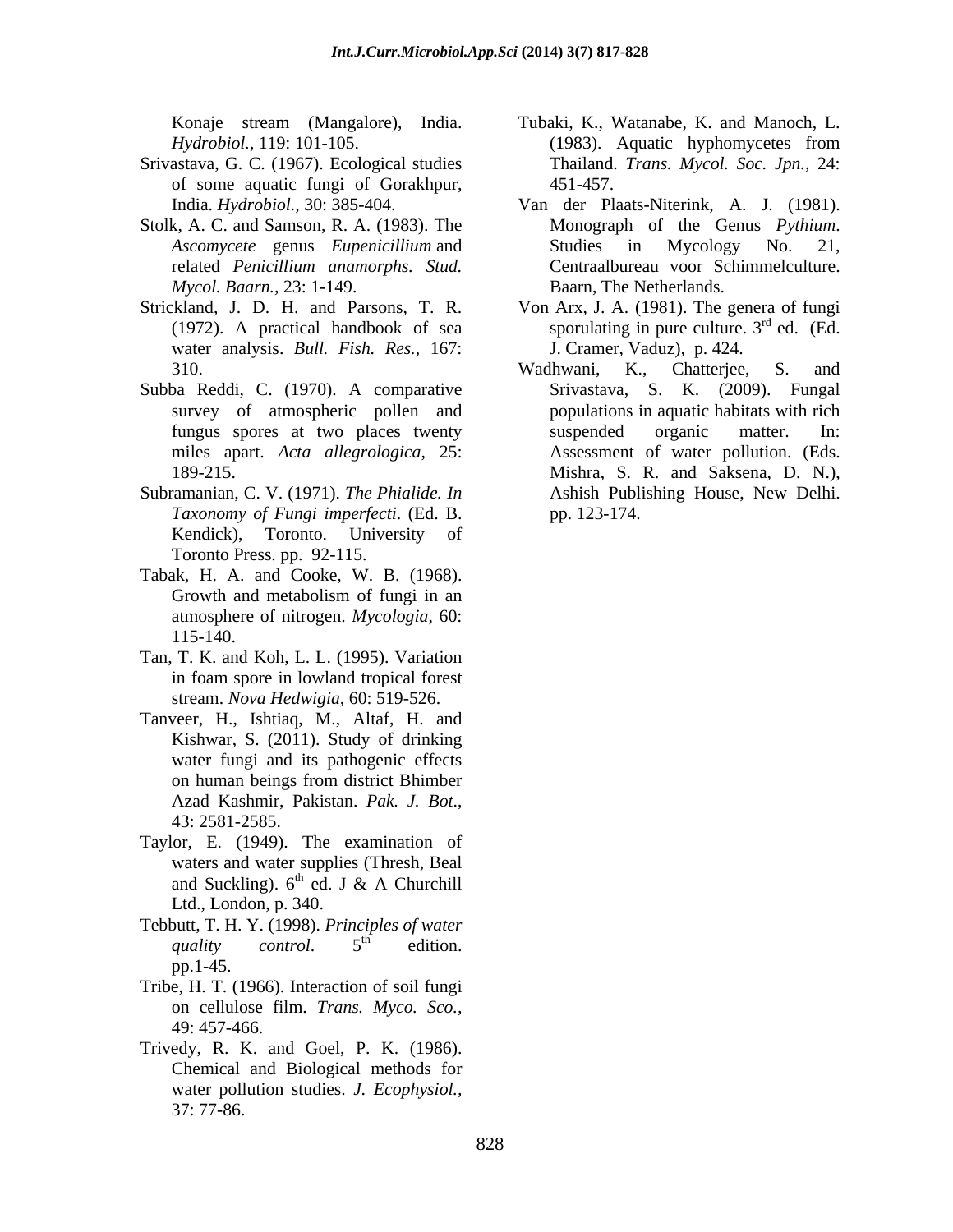Konaje stream (Mangalore), India. *Hydrobiol.,* 119: 101-105.

Srivastava, G. C. (1967). Ecological studies of some aquatic fungi of Gorakhpur, India. *Hydrobiol.,* 30: 385-404.

Stolk, A. C. and Samson, R. A. (1983). The *Ascomycete* genus *Eupenicillium* and related *Penicillium anamorphs. Stud. Mycol. Baarn.,* 23: 1-149.

Strickland, J. D. H. and Parsons, T. R. (1972). A practical handbook of sea water analysis. *Bull. Fish. Res.,* 167: 310.

Subba Reddi, C. (1970). A comparative survey of atmospheric pollen and fungus spores at two places twenty miles apart. *Acta allegrologica*, 25: 189-215.

Subramanian, C. V. (1971). *The Phialide. In Taxonomy of Fungi imperfecti*. (Ed. B. Kendick), Toronto. University of Toronto Press. pp. 92-115.

Tabak, H. A. and Cooke, W. B. (1968). Growth and metabolism of fungi in an atmosphere of nitrogen. *Mycologia*, 60: 115-140.

Tan, T. K. and Koh, L. L. (1995). Variation in foam spore in lowland tropical forest stream. *Nova Hedwigia*, 60: 519-526.

Tanveer, H., Ishtiaq, M., Altaf, H. and Kishwar, S. (2011). Study of drinking water fungi and its pathogenic effects on human beings from district Bhimber Azad Kashmir, Pakistan. *Pak. J. Bot*., 43: 2581-2585.

Taylor, E. (1949). The examination of waters and water supplies (Thresh, Beal and Suckling). 6th ed. J & A Churchill Ltd., London, p. 340.

Tebbutt, T. H. Y. (1998). *Principles of water quality control*. 5th edition. pp.1-45.

Tribe, H. T. (1966). Interaction of soil fungi on cellulose film. *Trans. Myco. Sco.,* 49: 457-466.

Trivedy, R. K. and Goel, P. K. (1986). Chemical and Biological methods for water pollution studies. *J. Ecophysiol.,* 37: 77-86.

Tubaki, K., Watanabe, K. and Manoch, L. (1983). Aquatic hyphomycetes from Thailand. *Trans. Mycol. Soc. Jpn.,* 24: 451-457.

Van der Plaats-Niterink, A. J. (1981). Monograph of the Genus *Pythium*. Studies in Mycology No. 21, Centraalbureau voor Schimmelculture. Baarn, The Netherlands.

Von Arx, J. A. (1981). The genera of fungi sporulating in pure culture. 3rd ed. (Ed. J. Cramer, Vaduz), p. 424.

Wadhwani, K., Chatterjee, S. and Srivastava, S. K. (2009). Fungal populations in aquatic habitats with rich suspended organic matter. In: Assessment of water pollution. (Eds. Mishra, S. R. and Saksena, D. N.), Ashish Publishing House, New Delhi. pp. 123-174.